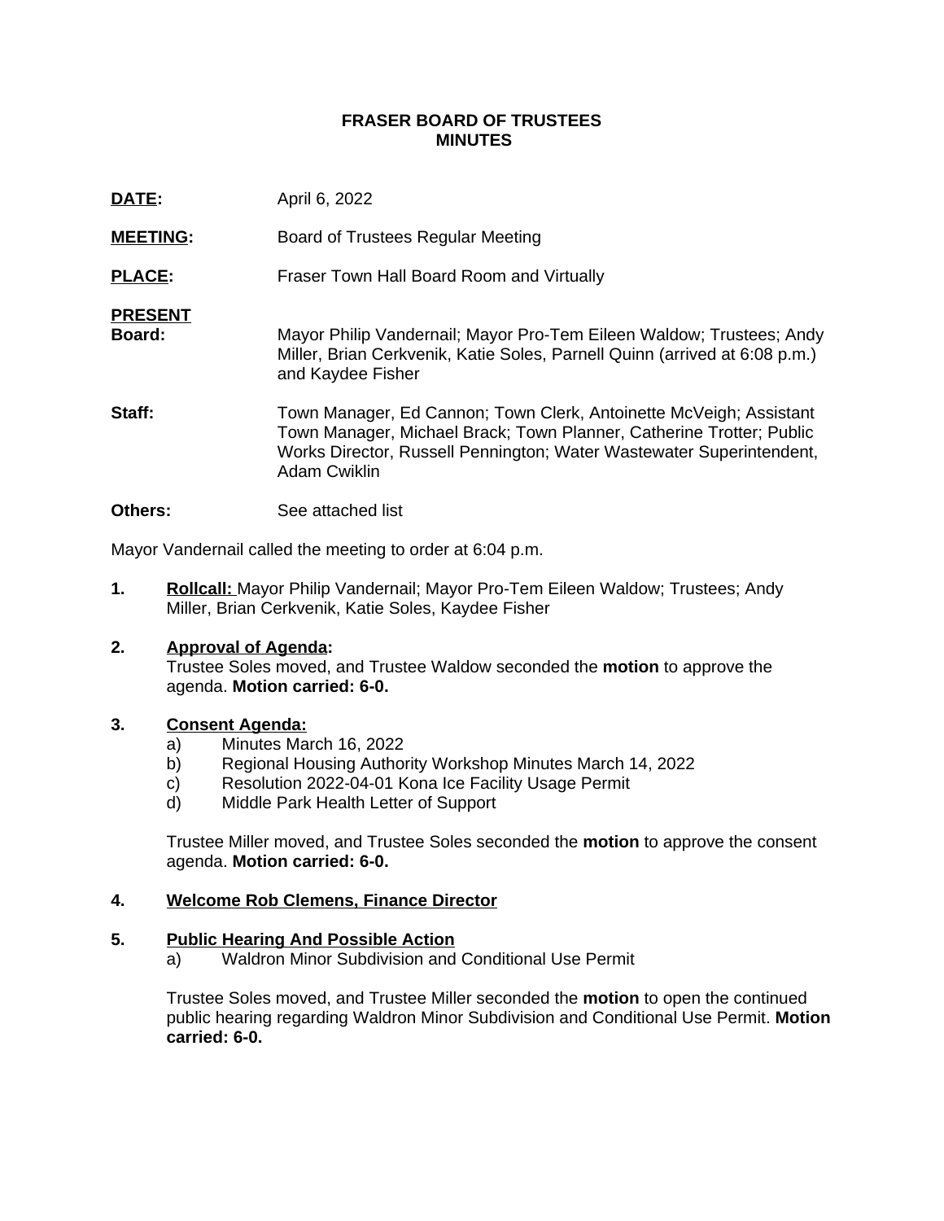**FRASER BOARD OF TRUSTEES**
**MINUTES**

**DATE:** April 6, 2022

**MEETING:** Board of Trustees Regular Meeting

**PLACE:** Fraser Town Hall Board Room and Virtually

**PRESENT**

**Board:** Mayor Philip Vandernail; Mayor Pro-Tem Eileen Waldow; Trustees; Andy Miller, Brian Cerkvenik, Katie Soles, Parnell Quinn (arrived at 6:08 p.m.) and Kaydee Fisher

**Staff:** Town Manager, Ed Cannon; Town Clerk, Antoinette McVeigh; Assistant Town Manager, Michael Brack; Town Planner, Catherine Trotter; Public Works Director, Russell Pennington; Water Wastewater Superintendent, Adam Cwiklin

**Others:** See attached list

Mayor Vandernail called the meeting to order at 6:04 p.m.

1. **Rollcall:** Mayor Philip Vandernail; Mayor Pro-Tem Eileen Waldow; Trustees; Andy Miller, Brian Cerkvenik, Katie Soles, Kaydee Fisher

2. **Approval of Agenda:**
   Trustee Soles moved, and Trustee Waldow seconded the **motion** to approve the agenda. **Motion carried: 6-0.**

3. **Consent Agenda:**
   a) Minutes March 16, 2022
   b) Regional Housing Authority Workshop Minutes March 14, 2022
   c) Resolution 2022-04-01 Kona Ice Facility Usage Permit
   d) Middle Park Health Letter of Support

   Trustee Miller moved, and Trustee Soles seconded the **motion** to approve the consent agenda. **Motion carried: 6-0.**

4. **Welcome Rob Clemens, Finance Director**

5. **Public Hearing And Possible Action**
   a) Waldron Minor Subdivision and Conditional Use Permit

   Trustee Soles moved, and Trustee Miller seconded the **motion** to open the continued public hearing regarding Waldron Minor Subdivision and Conditional Use Permit. **Motion carried: 6-0.**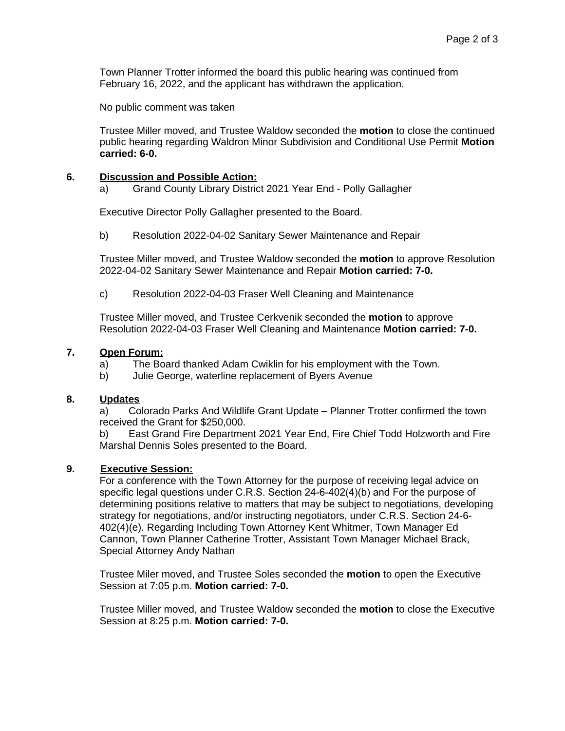Town Planner Trotter informed the board this public hearing was continued from February 16, 2022, and the applicant has withdrawn the application.

No public comment was taken

Trustee Miller moved, and Trustee Waldow seconded the **motion** to close the continued public hearing regarding Waldron Minor Subdivision and Conditional Use Permit **Motion carried: 6-0.**

**6. Discussion and Possible Action:**

a) Grand County Library District 2021 Year End - Polly Gallagher

Executive Director Polly Gallagher presented to the Board.

b) Resolution 2022-04-02 Sanitary Sewer Maintenance and Repair

Trustee Miller moved, and Trustee Waldow seconded the **motion** to approve Resolution 2022-04-02 Sanitary Sewer Maintenance and Repair **Motion carried: 7-0.**

c) Resolution 2022-04-03 Fraser Well Cleaning and Maintenance

Trustee Miller moved, and Trustee Cerkvenik seconded the **motion** to approve Resolution 2022-04-03 Fraser Well Cleaning and Maintenance **Motion carried: 7-0.**

**7. Open Forum:**

a) The Board thanked Adam Cwiklin for his employment with the Town.
b) Julie George, waterline replacement of Byers Avenue

**8. Updates**

a) Colorado Parks And Wildlife Grant Update – Planner Trotter confirmed the town received the Grant for $250,000.
b) East Grand Fire Department 2021 Year End, Fire Chief Todd Holzworth and Fire Marshal Dennis Soles presented to the Board.

**9. Executive Session:**

For a conference with the Town Attorney for the purpose of receiving legal advice on specific legal questions under C.R.S. Section 24-6-402(4)(b) and For the purpose of determining positions relative to matters that may be subject to negotiations, developing strategy for negotiations, and/or instructing negotiators, under C.R.S. Section 24-6-402(4)(e). Regarding Including Town Attorney Kent Whitmer, Town Manager Ed Cannon, Town Planner Catherine Trotter, Assistant Town Manager Michael Brack, Special Attorney Andy Nathan

Trustee Miler moved, and Trustee Soles seconded the **motion** to open the Executive Session at 7:05 p.m. **Motion carried: 7-0.**

Trustee Miller moved, and Trustee Waldow seconded the **motion** to close the Executive Session at 8:25 p.m. **Motion carried: 7-0.**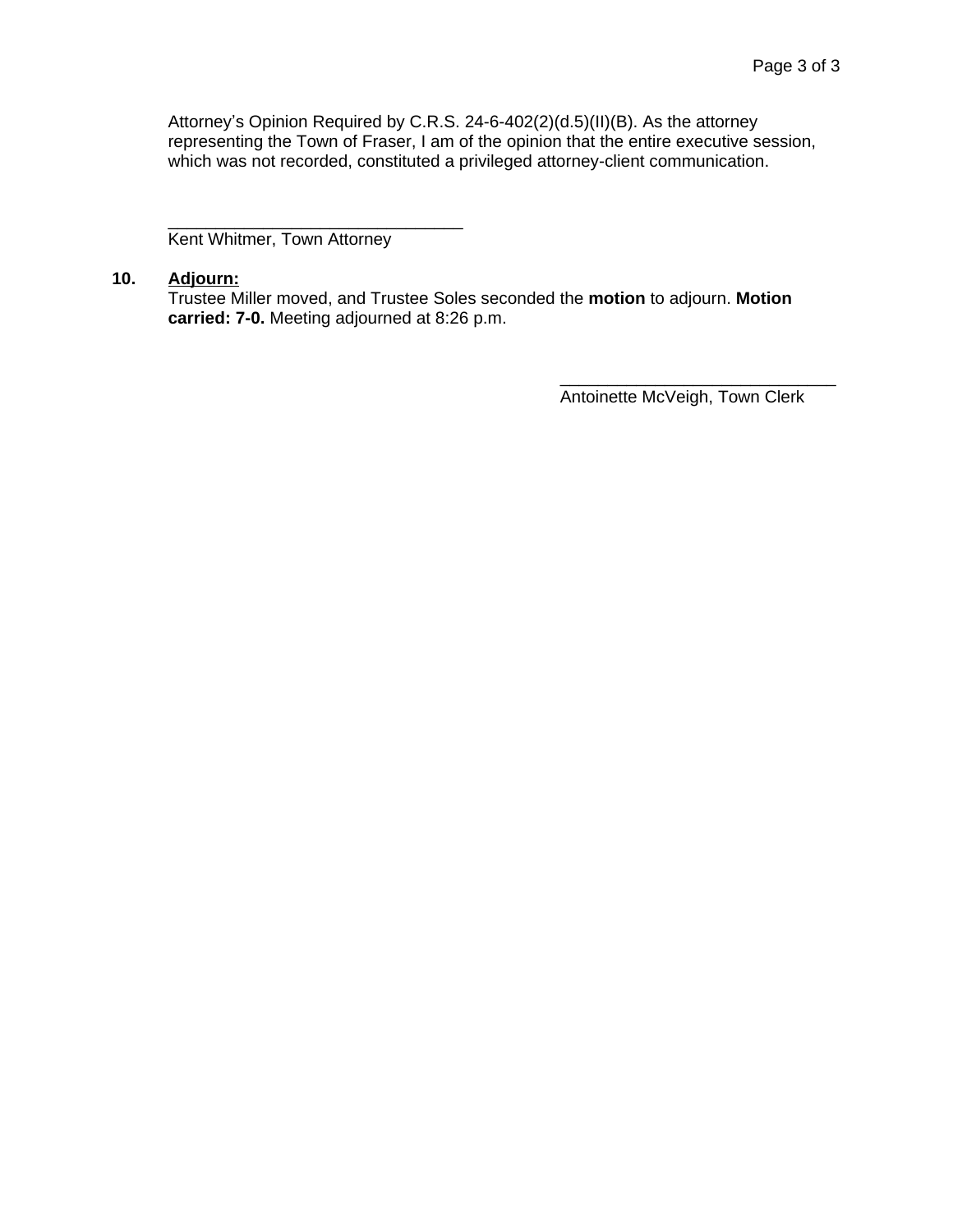Attorney's Opinion Required by C.R.S. 24-6-402(2)(d.5)(II)(B). As the attorney representing the Town of Fraser, I am of the opinion that the entire executive session, which was not recorded, constituted a privileged attorney-client communication.

\_\_\_\_\_\_\_\_\_\_\_\_\_\_\_\_\_\_\_\_\_\_\_\_\_\_\_\_\_\_\_\_
Kent Whitmer, Town Attorney

**10. Adjourn:**

Trustee Miller moved, and Trustee Soles seconded the **motion** to adjourn. **Motion carried: 7-0.** Meeting adjourned at 8:26 p.m.

\_\_\_\_\_\_\_\_\_\_\_\_\_\_\_\_\_\_\_\_\_\_\_\_\_\_\_\_\_\_\_\_
Antoinette McVeigh, Town Clerk